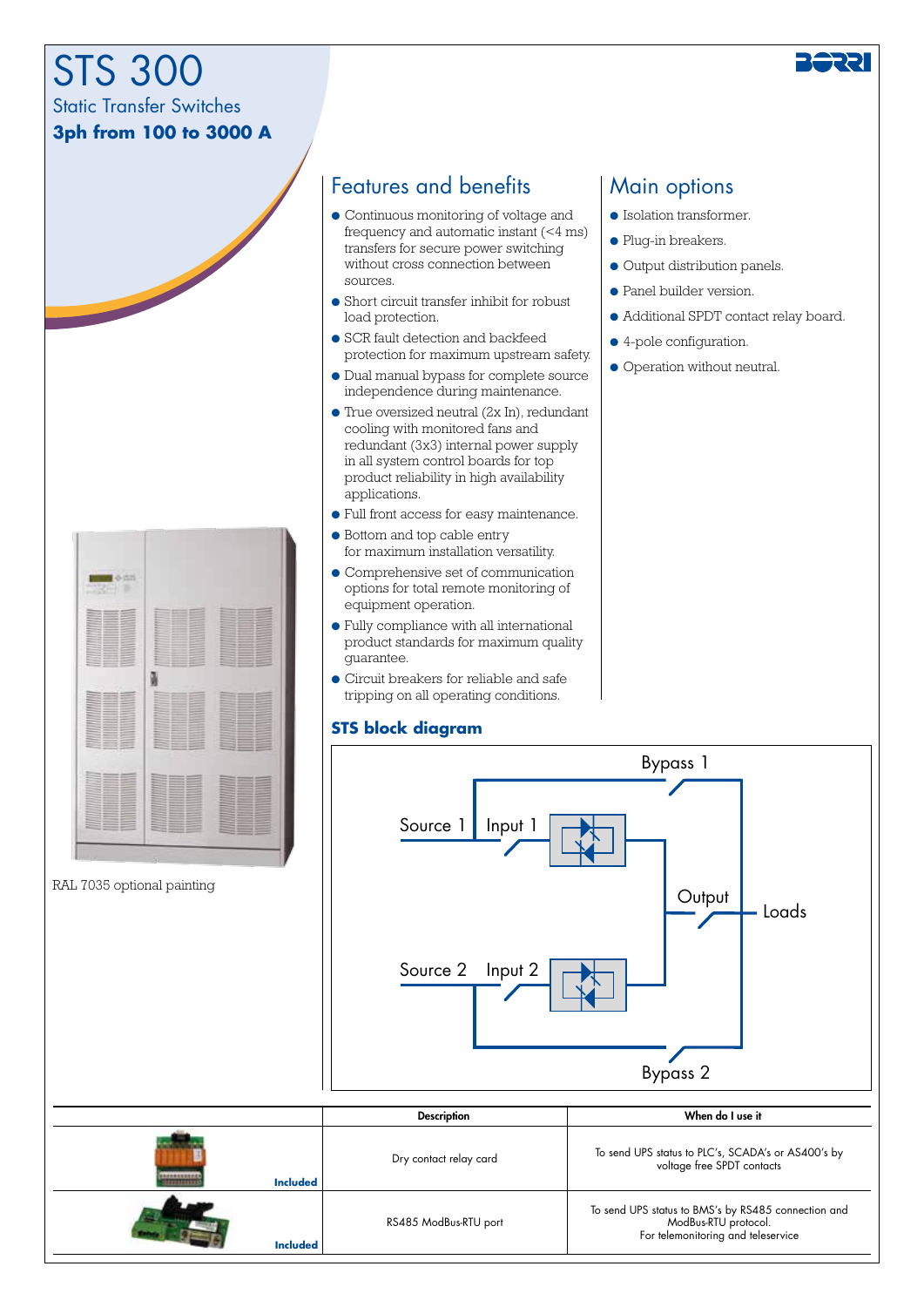# STS 300

## Static Transfer Switches

**3ph from 100 to 3000 A**

RAL 7035 optional painting

## Features and benefits

- Continuous monitoring of voltage and frequency and automatic instant (<4 ms) transfers for secure power switching without cross connection between sources.
- Short circuit transfer inhibit for robust load protection.
- SCR fault detection and backfeed protection for maximum upstream safety.
- Dual manual bypass for complete source independence during maintenance.
- True oversized neutral (2x In), redundant cooling with monitored fans and redundant (3x3) internal power supply in all system control boards for top product reliability in high availability applications.
- Full front access for easy maintenance.
- Bottom and top cable entry for maximum installation versatility.
- Comprehensive set of communication options for total remote monitoring of equipment operation.
- Fully compliance with all international product standards for maximum quality guarantee.
- Circuit breakers for reliable and safe tripping on all operating conditions.

## Main options

- Isolation transformer.
- Plug-in breakers.
- Output distribution panels.
- Panel builder version.
- Additional SPDT contact relay board.
- 4-pole configuration.
- Operation without neutral.

### STS block diagram

Bypass 1
Source 1 Input 1
Output Loads
Source 2 Input 2
Bypass 2

| | Description | When do I use it |
|---|---|---|
| Included | Dry contact relay card | To send UPS status to PLC's, SCADA's or AS400's by voltage free SPDT contacts |
| Included | RS485 ModBus-RTU port | To send UPS status to BMS's by RS485 connection and ModBus-RTU protocol. For telemonitoring and teleservice |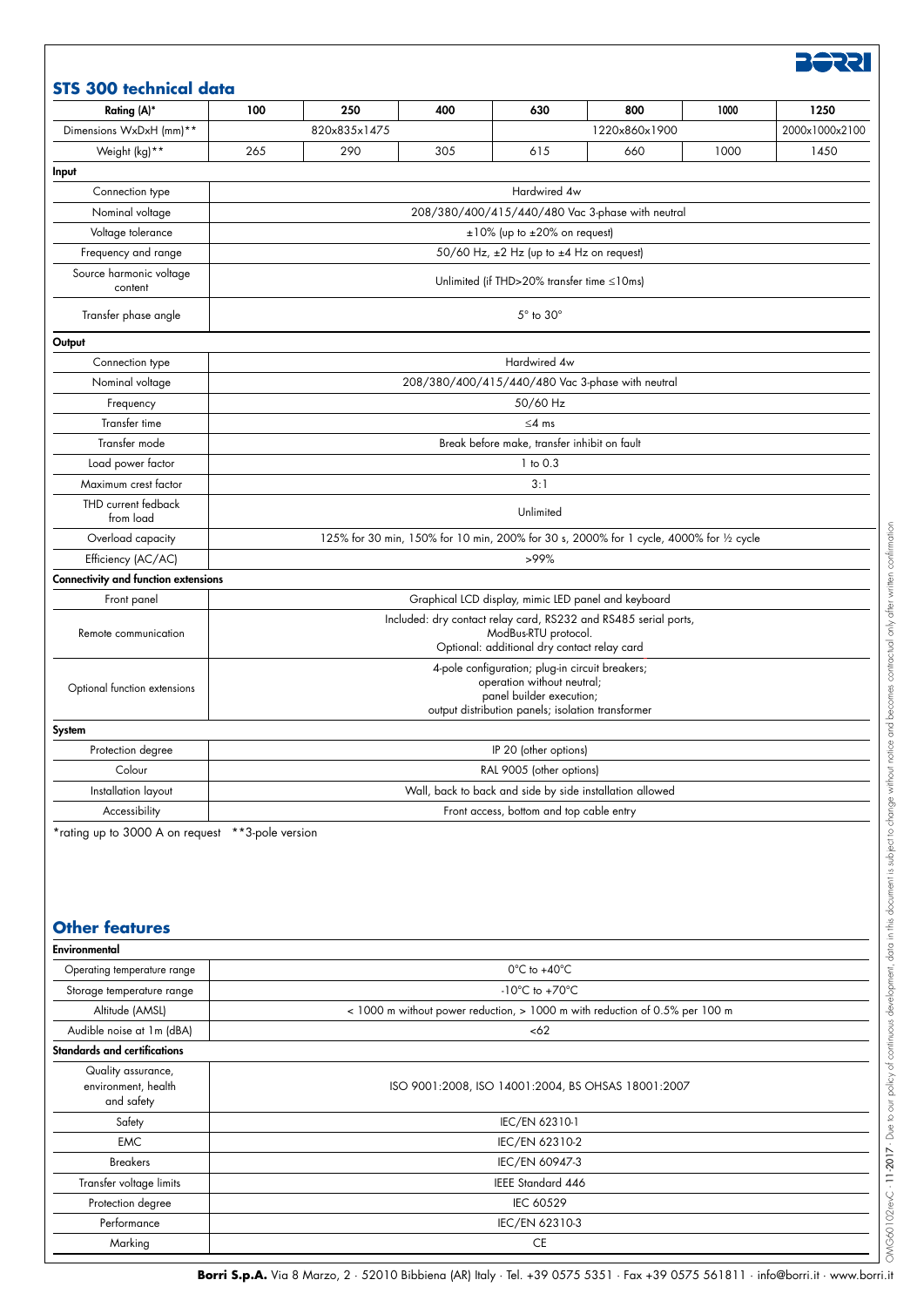## STS 300 technical data

| Rating (A)* | 100 | 250 | 400 | 630 | 800 | 1000 | 1250 |
|---|---|---|---|---|---|---|---|
| Dimensions WxDxH (mm)** | 820x835x1475 | | | 1220x860x1900 | | | 2000x1000x2100 |
| Weight (kg)** | 265 | 290 | 305 | 615 | 660 | 1000 | 1450 |
| **Input** | | | | | | | |
| Connection type | Hardwired 4w | | | | | | |
| Nominal voltage | 208/380/400/415/440/480 Vac 3-phase with neutral | | | | | | |
| Voltage tolerance | ±10% (up to ±20% on request) | | | | | | |
| Frequency and range | 50/60 Hz, ±2 Hz (up to ±4 Hz on request) | | | | | | |
| Source harmonic voltage content | Unlimited (if THD>20% transfer time ≤10ms) | | | | | | |
| Transfer phase angle | 5° to 30° | | | | | | |
| **Output** | | | | | | | |
| Connection type | Hardwired 4w | | | | | | |
| Nominal voltage | 208/380/400/415/440/480 Vac 3-phase with neutral | | | | | | |
| Frequency | 50/60 Hz | | | | | | |
| Transfer time | ≤4 ms | | | | | | |
| Transfer mode | Break before make, transfer inhibit on fault | | | | | | |
| Load power factor | 1 to 0.3 | | | | | | |
| Maximum crest factor | 3:1 | | | | | | |
| THD current fedback from load | Unlimited | | | | | | |
| Overload capacity | 125% for 30 min, 150% for 10 min, 200% for 30 s, 2000% for 1 cycle, 4000% for ½ cycle | | | | | | |
| Efficiency (AC/AC) | >99% | | | | | | |
| **Connectivity and function extensions** | | | | | | | |
| Front panel | Graphical LCD display, mimic LED panel and keyboard | | | | | | |
| Remote communication | Included: dry contact relay card, RS232 and RS485 serial ports, ModBus-RTU protocol. Optional: additional dry contact relay card | | | | | | |
| Optional function extensions | 4-pole configuration; plug-in circuit breakers; operation without neutral; panel builder execution; output distribution panels; isolation transformer | | | | | | |
| **System** | | | | | | | |
| Protection degree | IP 20 (other options) | | | | | | |
| Colour | RAL 9005 (other options) | | | | | | |
| Installation layout | Wall, back to back and side by side installation allowed | | | | | | |
| Accessibility | Front access, bottom and top cable entry | | | | | | |

*rating up to 3000 A on request  **3-pole version

## Other features

| | |
|---|---|
| **Environmental** | |
| Operating temperature range | 0°C to +40°C |
| Storage temperature range | -10°C to +70°C |
| Altitude (AMSL) | < 1000 m without power reduction, > 1000 m with reduction of 0.5% per 100 m |
| Audible noise at 1m (dBA) | <62 |
| **Standards and certifications** | |
| Quality assurance, environment, health and safety | ISO 9001:2008, ISO 14001:2004, BS OHSAS 18001:2007 |
| Safety | IEC/EN 62310-1 |
| EMC | IEC/EN 62310-2 |
| Breakers | IEC/EN 60947-3 |
| Transfer voltage limits | IEEE Standard 446 |
| Protection degree | IEC 60529 |
| Performance | IEC/EN 62310-3 |
| Marking | CE |

OMG60102revC - 11-2017 - Due to our policy of continuous development, data in this document is subject to change without notice and becomes contractual only after written confirmation

**Borri S.p.A.** Via 8 Marzo, 2 · 52010 Bibbiena (AR) Italy · Tel. +39 0575 5351 · Fax +39 0575 561811 · info@borri.it · www.borri.it